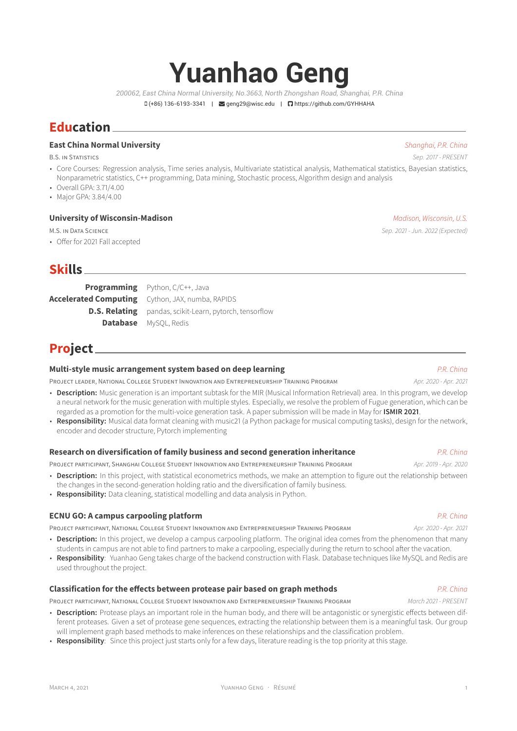# Yuanhao Geng

*200062, East China Normal University, No.3663, North Zhongshan Road, Shanghai, P.R. China*

(+86) 136-6193-3341 | geng29@wisc.edu | https://github.com/GYHHAHA

## Education

**East China Normal University** — *Shanghai, P.R. China*

B.S. in Statistics — *Sep. 2017 - PRESENT*

- Core Courses: Regression analysis, Time series analysis, Multivariate statistical analysis, Mathematical statistics, Bayesian statistics, Nonparametric statistics, C++ programming, Data mining, Stochastic process, Algorithm design and analysis
- Overall GPA: 3.71/4.00
- Major GPA: 3.84/4.00

**University of Wisconsin-Madison** — *Madison, Wisconsin, U.S.*

M.S. in Data Science — *Sep. 2021 - Jun. 2022 (Expected)*

- Offer for 2021 Fall accepted

## Skills

**Programming** Python, C/C++, Java

**Accelerated Computing** Cython, JAX, numba, RAPIDS

**D.S. Relating** pandas, scikit-Learn, pytorch, tensorflow

**Database** MySQL, Redis

## Project

**Multi-style music arrangement system based on deep learning** — *P.R. China*

Project leader, National College Student Innovation and Entrepreneurship Training Program — *Apr. 2020 - Apr. 2021*

- **Description:** Music generation is an important subtask for the MIR (Musical Information Retrieval) area. In this program, we develop a neural network for the music generation with multiple styles. Especially, we resolve the problem of Fugue generation, which can be regarded as a promotion for the multi-voice generation task. A paper submission will be made in May for **ISMIR 2021**.
- **Responsibility:** Musical data format cleaning with music21 (a Python package for musical computing tasks), design for the network, encoder and decoder structure, Pytorch implementing

**Research on diversification of family business and second generation inheritance** — *P.R. China*

Project participant, Shanghai College Student Innovation and Entrepreneurship Training Program — *Apr. 2019 - Apr. 2020*

- **Description:** In this project, with statistical econometrics methods, we make an attemption to figure out the relationship between the changes in the second-generation holding ratio and the diversification of family business.
- **Responsibility:** Data cleaning, statistical modelling and data analysis in Python.

**ECNU GO: A campus carpooling platform** — *P.R. China*

Project participant, National College Student Innovation and Entrepreneurship Training Program — *Apr. 2020 - Apr. 2021*

- **Description:** In this project, we develop a campus carpooling platform. The original idea comes from the phenomenon that many students in campus are not able to find partners to make a carpooling, especially during the return to school after the vacation.
- **Responsibility**: Yuanhao Geng takes charge of the backend construction with Flask. Database techniques like MySQL and Redis are used throughout the project.

**Classification for the effects between protease pair based on graph methods** — *P.R. China*

Project participant, National College Student Innovation and Entrepreneurship Training Program — *March 2021 - PRESENT*

- **Description:** Protease plays an important role in the human body, and there will be antagonistic or synergistic effects between different proteases. Given a set of protease gene sequences, extracting the relationship between them is a meaningful task. Our group will implement graph based methods to make inferences on these relationships and the classification problem.
- **Responsibility**: Since this project just starts only for a few days, literature reading is the top priority at this stage.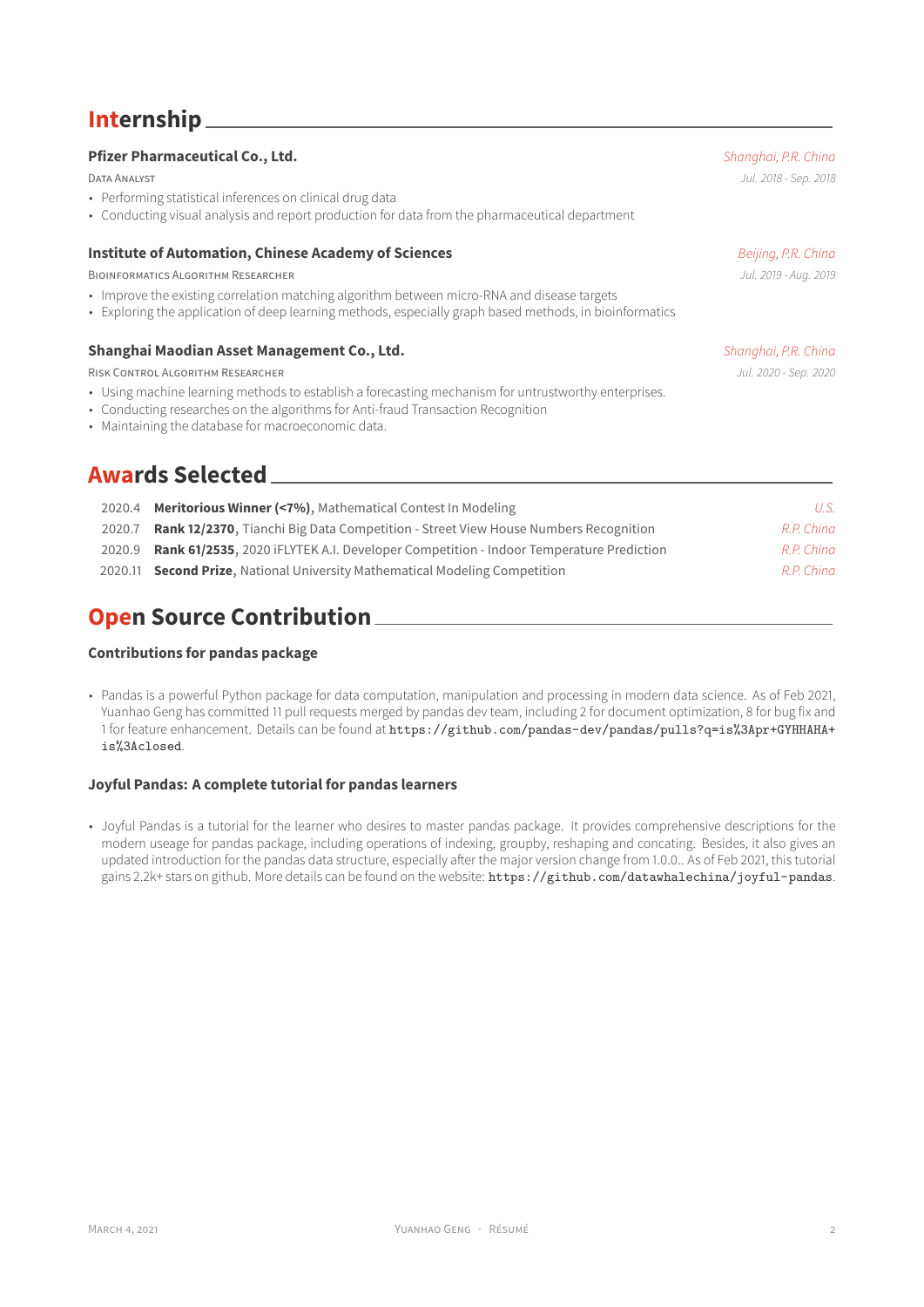## Internship

### Pfizer Pharmaceutical Co., Ltd.

*Shanghai, P.R. China*

Data Analyst — *Jul. 2018 - Sep. 2018*

- Performing statistical inferences on clinical drug data
- Conducting visual analysis and report production for data from the pharmaceutical department

### Institute of Automation, Chinese Academy of Sciences

*Beijing, P.R. China*

Bioinformatics Algorithm Researcher — *Jul. 2019 - Aug. 2019*

- Improve the existing correlation matching algorithm between micro-RNA and disease targets
- Exploring the application of deep learning methods, especially graph based methods, in bioinformatics

### Shanghai Maodian Asset Management Co., Ltd.

*Shanghai, P.R. China*

Risk Control Algorithm Researcher — *Jul. 2020 - Sep. 2020*

- Using machine learning methods to establish a forecasting mechanism for untrustworthy enterprises.
- Conducting researches on the algorithms for Anti-fraud Transaction Recognition
- Maintaining the database for macroeconomic data.

## Awards Selected

| | | |
|---|---|---|
| 2020.4 | **Meritorious Winner (<7%)**, Mathematical Contest In Modeling | *U.S.* |
| 2020.7 | **Rank 12/2370**, Tianchi Big Data Competition - Street View House Numbers Recognition | *R.P. China* |
| 2020.9 | **Rank 61/2535**, 2020 iFLYTEK A.I. Developer Competition - Indoor Temperature Prediction | *R.P. China* |
| 2020.11 | **Second Prize**, National University Mathematical Modeling Competition | *R.P. China* |

## Open Source Contribution

### Contributions for pandas package

- Pandas is a powerful Python package for data computation, manipulation and processing in modern data science. As of Feb 2021, Yuanhao Geng has committed 11 pull requests merged by pandas dev team, including 2 for document optimization, 8 for bug fix and 1 for feature enhancement. Details can be found at `https://github.com/pandas-dev/pandas/pulls?q=is%3Apr+GYHHAHA+is%3Aclosed`.

### Joyful Pandas: A complete tutorial for pandas learners

- Joyful Pandas is a tutorial for the learner who desires to master pandas package. It provides comprehensive descriptions for the modern useage for pandas package, including operations of indexing, groupby, reshaping and concating. Besides, it also gives an updated introduction for the pandas data structure, especially after the major version change from 1.0.0.. As of Feb 2021, this tutorial gains 2.2k+ stars on github. More details can be found on the website: `https://github.com/datawhalechina/joyful-pandas`.